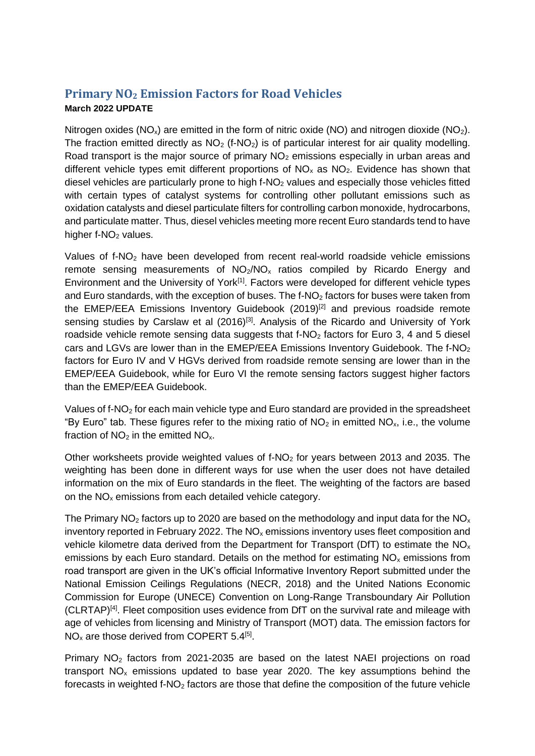# Primary $NO_2$ Emission Factors for Road Vehicles

**March 2022 UPDATE**

Nitrogen oxides ($NO_x$) are emitted in the form of nitric oxide (NO) and nitrogen dioxide ($NO_2$). The fraction emitted directly as $NO_2$ (f-$NO_2$) is of particular interest for air quality modelling. Road transport is the major source of primary $NO_2$ emissions especially in urban areas and different vehicle types emit different proportions of $NO_x$ as $NO_2$. Evidence has shown that diesel vehicles are particularly prone to high f-$NO_2$ values and especially those vehicles fitted with certain types of catalyst systems for controlling other pollutant emissions such as oxidation catalysts and diesel particulate filters for controlling carbon monoxide, hydrocarbons, and particulate matter. Thus, diesel vehicles meeting more recent Euro standards tend to have higher f-$NO_2$ values.

Values of f-$NO_2$ have been developed from recent real-world roadside vehicle emissions remote sensing measurements of $NO_2/NO_x$ ratios compiled by Ricardo Energy and Environment and the University of York[1]. Factors were developed for different vehicle types and Euro standards, with the exception of buses. The f-$NO_2$ factors for buses were taken from the EMEP/EEA Emissions Inventory Guidebook (2019)[2] and previous roadside remote sensing studies by Carslaw et al (2016)[3]. Analysis of the Ricardo and University of York roadside vehicle remote sensing data suggests that f-$NO_2$ factors for Euro 3, 4 and 5 diesel cars and LGVs are lower than in the EMEP/EEA Emissions Inventory Guidebook. The f-$NO_2$ factors for Euro IV and V HGVs derived from roadside remote sensing are lower than in the EMEP/EEA Guidebook, while for Euro VI the remote sensing factors suggest higher factors than the EMEP/EEA Guidebook.

Values of f-$NO_2$ for each main vehicle type and Euro standard are provided in the spreadsheet "By Euro" tab. These figures refer to the mixing ratio of $NO_2$ in emitted $NO_x$, i.e., the volume fraction of $NO_2$ in the emitted $NO_x$.

Other worksheets provide weighted values of f-$NO_2$ for years between 2013 and 2035. The weighting has been done in different ways for use when the user does not have detailed information on the mix of Euro standards in the fleet. The weighting of the factors are based on the $NO_x$ emissions from each detailed vehicle category.

The Primary $NO_2$ factors up to 2020 are based on the methodology and input data for the $NO_x$ inventory reported in February 2022. The $NO_x$ emissions inventory uses fleet composition and vehicle kilometre data derived from the Department for Transport (DfT) to estimate the $NO_x$ emissions by each Euro standard. Details on the method for estimating $NO_x$ emissions from road transport are given in the UK's official Informative Inventory Report submitted under the National Emission Ceilings Regulations (NECR, 2018) and the United Nations Economic Commission for Europe (UNECE) Convention on Long-Range Transboundary Air Pollution (CLRTAP)[4]. Fleet composition uses evidence from DfT on the survival rate and mileage with age of vehicles from licensing and Ministry of Transport (MOT) data. The emission factors for $NO_x$ are those derived from COPERT 5.4[5].

Primary $NO_2$ factors from 2021-2035 are based on the latest NAEI projections on road transport $NO_x$ emissions updated to base year 2020. The key assumptions behind the forecasts in weighted f-$NO_2$ factors are those that define the composition of the future vehicle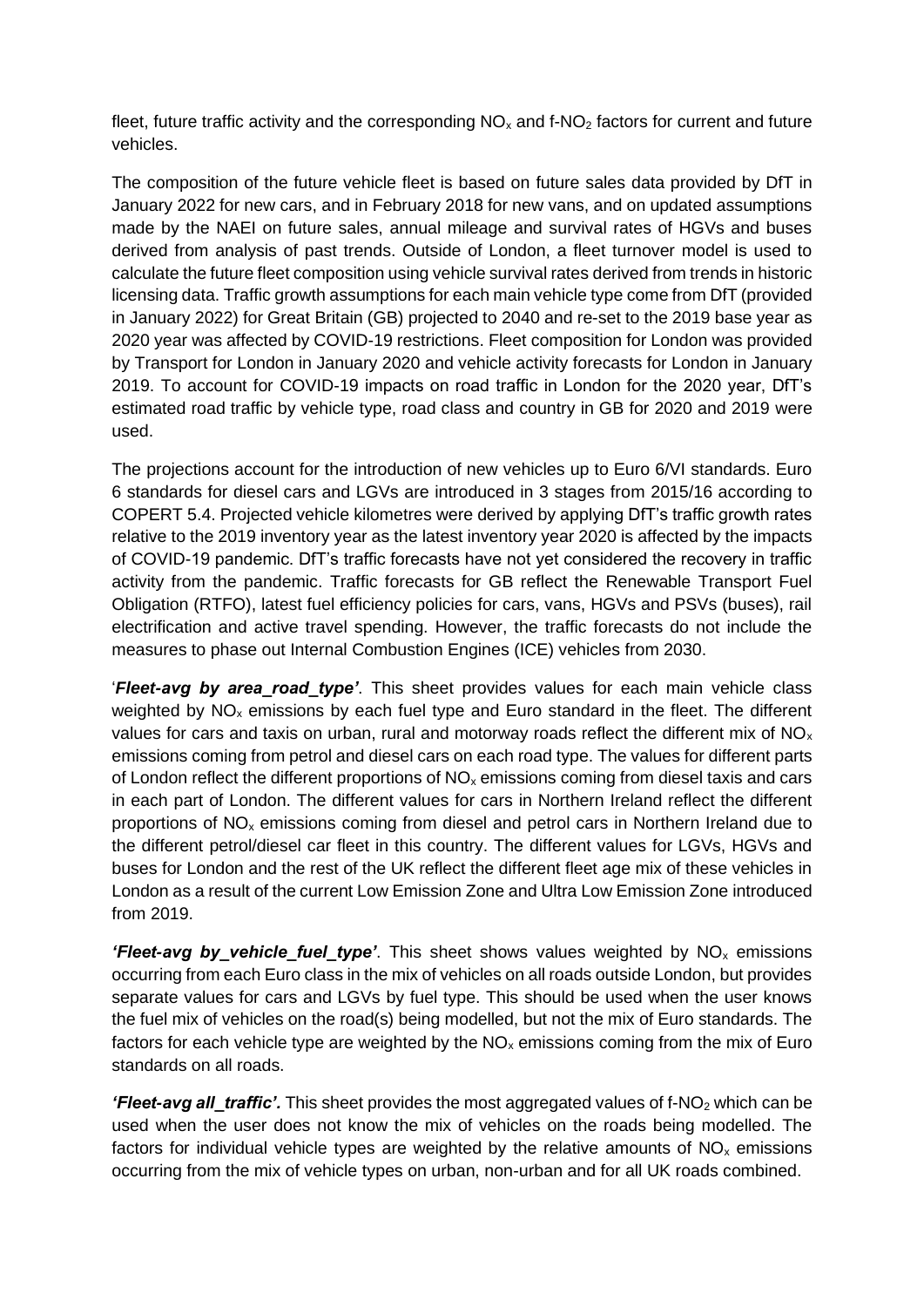fleet, future traffic activity and the corresponding $NO_x$ and f-$NO_2$ factors for current and future vehicles.

The composition of the future vehicle fleet is based on future sales data provided by DfT in January 2022 for new cars, and in February 2018 for new vans, and on updated assumptions made by the NAEI on future sales, annual mileage and survival rates of HGVs and buses derived from analysis of past trends. Outside of London, a fleet turnover model is used to calculate the future fleet composition using vehicle survival rates derived from trends in historic licensing data. Traffic growth assumptions for each main vehicle type come from DfT (provided in January 2022) for Great Britain (GB) projected to 2040 and re-set to the 2019 base year as 2020 year was affected by COVID-19 restrictions. Fleet composition for London was provided by Transport for London in January 2020 and vehicle activity forecasts for London in January 2019. To account for COVID-19 impacts on road traffic in London for the 2020 year, DfT's estimated road traffic by vehicle type, road class and country in GB for 2020 and 2019 were used.

The projections account for the introduction of new vehicles up to Euro 6/VI standards. Euro 6 standards for diesel cars and LGVs are introduced in 3 stages from 2015/16 according to COPERT 5.4. Projected vehicle kilometres were derived by applying DfT's traffic growth rates relative to the 2019 inventory year as the latest inventory year 2020 is affected by the impacts of COVID-19 pandemic. DfT's traffic forecasts have not yet considered the recovery in traffic activity from the pandemic. Traffic forecasts for GB reflect the Renewable Transport Fuel Obligation (RTFO), latest fuel efficiency policies for cars, vans, HGVs and PSVs (buses), rail electrification and active travel spending. However, the traffic forecasts do not include the measures to phase out Internal Combustion Engines (ICE) vehicles from 2030.

'***Fleet-avg by area_road_type'***. This sheet provides values for each main vehicle class weighted by $NO_x$ emissions by each fuel type and Euro standard in the fleet. The different values for cars and taxis on urban, rural and motorway roads reflect the different mix of $NO_x$ emissions coming from petrol and diesel cars on each road type. The values for different parts of London reflect the different proportions of $NO_x$ emissions coming from diesel taxis and cars in each part of London. The different values for cars in Northern Ireland reflect the different proportions of $NO_x$ emissions coming from diesel and petrol cars in Northern Ireland due to the different petrol/diesel car fleet in this country. The different values for LGVs, HGVs and buses for London and the rest of the UK reflect the different fleet age mix of these vehicles in London as a result of the current Low Emission Zone and Ultra Low Emission Zone introduced from 2019.

***'Fleet-avg by_vehicle_fuel_type'***. This sheet shows values weighted by $NO_x$ emissions occurring from each Euro class in the mix of vehicles on all roads outside London, but provides separate values for cars and LGVs by fuel type. This should be used when the user knows the fuel mix of vehicles on the road(s) being modelled, but not the mix of Euro standards. The factors for each vehicle type are weighted by the $NO_x$ emissions coming from the mix of Euro standards on all roads.

***'Fleet-avg all_traffic'.*** This sheet provides the most aggregated values of f-$NO_2$ which can be used when the user does not know the mix of vehicles on the roads being modelled. The factors for individual vehicle types are weighted by the relative amounts of $NO_x$ emissions occurring from the mix of vehicle types on urban, non-urban and for all UK roads combined.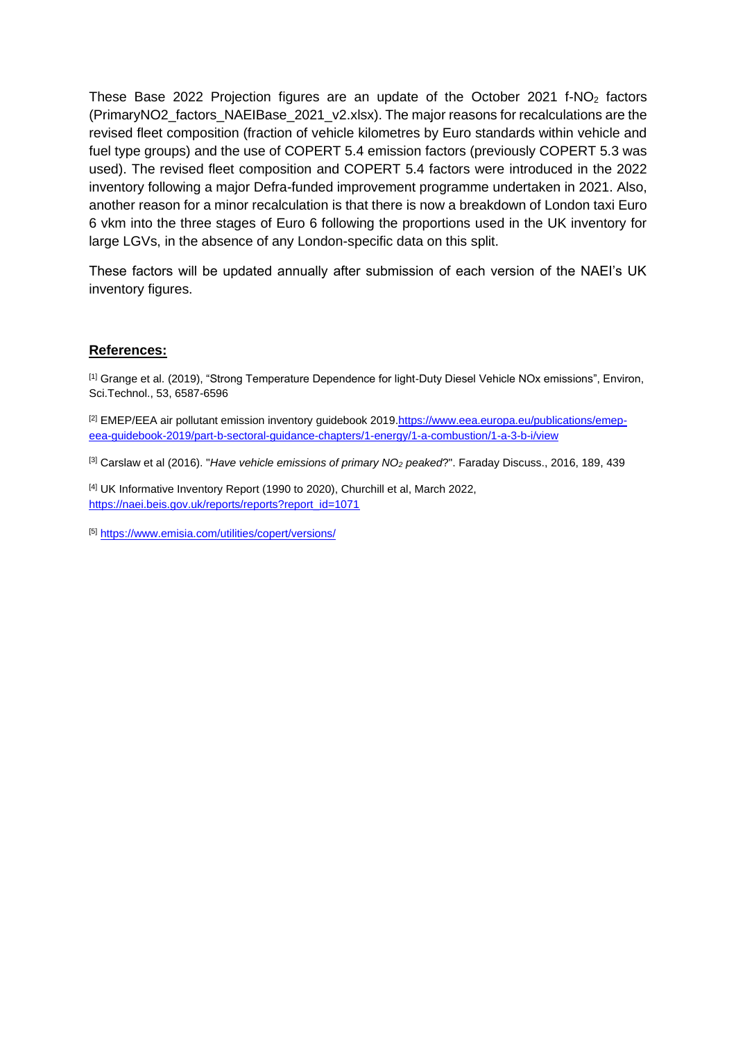These Base 2022 Projection figures are an update of the October 2021 f-$NO_2$ factors (PrimaryNO2_factors_NAEIBase_2021_v2.xlsx). The major reasons for recalculations are the revised fleet composition (fraction of vehicle kilometres by Euro standards within vehicle and fuel type groups) and the use of COPERT 5.4 emission factors (previously COPERT 5.3 was used). The revised fleet composition and COPERT 5.4 factors were introduced in the 2022 inventory following a major Defra-funded improvement programme undertaken in 2021. Also, another reason for a minor recalculation is that there is now a breakdown of London taxi Euro 6 vkm into the three stages of Euro 6 following the proportions used in the UK inventory for large LGVs, in the absence of any London-specific data on this split.

These factors will be updated annually after submission of each version of the NAEI's UK inventory figures.

## **References:**

[1] Grange et al. (2019), "Strong Temperature Dependence for light-Duty Diesel Vehicle NOx emissions", Environ, Sci.Technol., 53, 6587-6596

[2] EMEP/EEA air pollutant emission inventory guidebook 2019.https://www.eea.europa.eu/publications/emep-eea-guidebook-2019/part-b-sectoral-guidance-chapters/1-energy/1-a-combustion/1-a-3-b-i/view

[3] Carslaw et al (2016). "*Have vehicle emissions of primary $NO_2$ peaked*?". Faraday Discuss., 2016, 189, 439

[4] UK Informative Inventory Report (1990 to 2020), Churchill et al, March 2022, https://naei.beis.gov.uk/reports/reports?report_id=1071

[5] https://www.emisia.com/utilities/copert/versions/